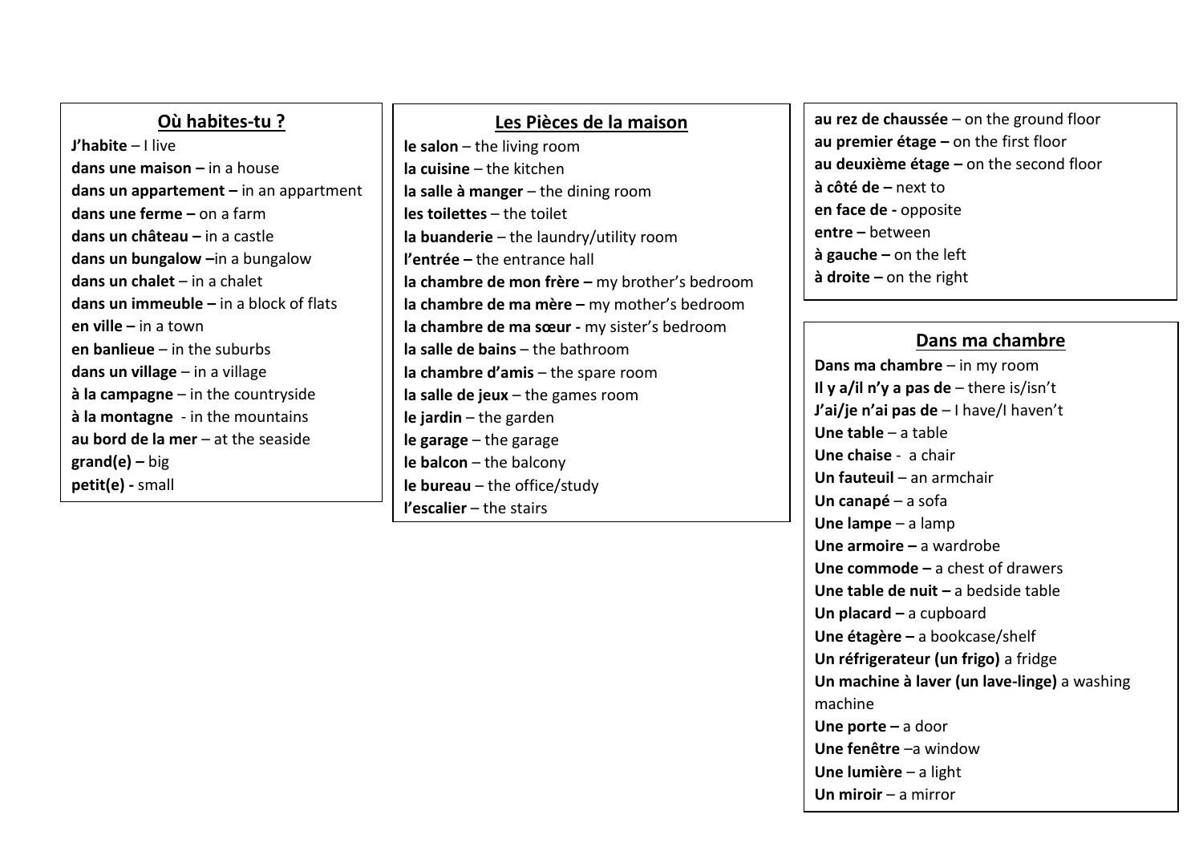## Où habites-tu ?

**J'habite** – I live
**dans une maison –** in a house
**dans un appartement –** in an appartment
**dans une ferme –** on a farm
**dans un château –** in a castle
**dans un bungalow –**in a bungalow
**dans un chalet** – in a chalet
**dans un immeuble –** in a block of flats
**en ville –** in a town
**en banlieue** – in the suburbs
**dans un village** – in a village
**à la campagne** – in the countryside
**à la montagne** - in the mountains
**au bord de la mer** – at the seaside
**grand(e) –** big
**petit(e) -** small

## Les Pièces de la maison

**le salon** – the living room
**la cuisine** – the kitchen
**la salle à manger** – the dining room
**les toilettes** – the toilet
**la buanderie** – the laundry/utility room
**l'entrée –** the entrance hall
**la chambre de mon frère –** my brother's bedroom
**la chambre de ma mère –** my mother's bedroom
**la chambre de ma sœur -** my sister's bedroom
**la salle de bains** – the bathroom
**la chambre d'amis** – the spare room
**la salle de jeux** – the games room
**le jardin** – the garden
**le garage** – the garage
**le balcon** – the balcony
**le bureau** – the office/study
**l'escalier** – the stairs

**au rez de chaussée** – on the ground floor
**au premier étage –** on the first floor
**au deuxième étage –** on the second floor
**à côté de –** next to
**en face de -** opposite
**entre –** between
**à gauche –** on the left
**à droite –** on the right

## Dans ma chambre

**Dans ma chambre** – in my room
**Il y a/il n'y a pas de** – there is/isn't
**J'ai/je n'ai pas de** – I have/I haven't
**Une table** – a table
**Une chaise** - a chair
**Un fauteuil** – an armchair
**Un canapé** – a sofa
**Une lampe** – a lamp
**Une armoire –** a wardrobe
**Une commode –** a chest of drawers
**Une table de nuit –** a bedside table
**Un placard –** a cupboard
**Une étagère –** a bookcase/shelf
**Un réfrigerateur (un frigo)** a fridge
**Un machine à laver (un lave-linge)** a washing machine
**Une porte –** a door
**Une fenêtre** –a window
**Une lumière** – a light
**Un miroir** – a mirror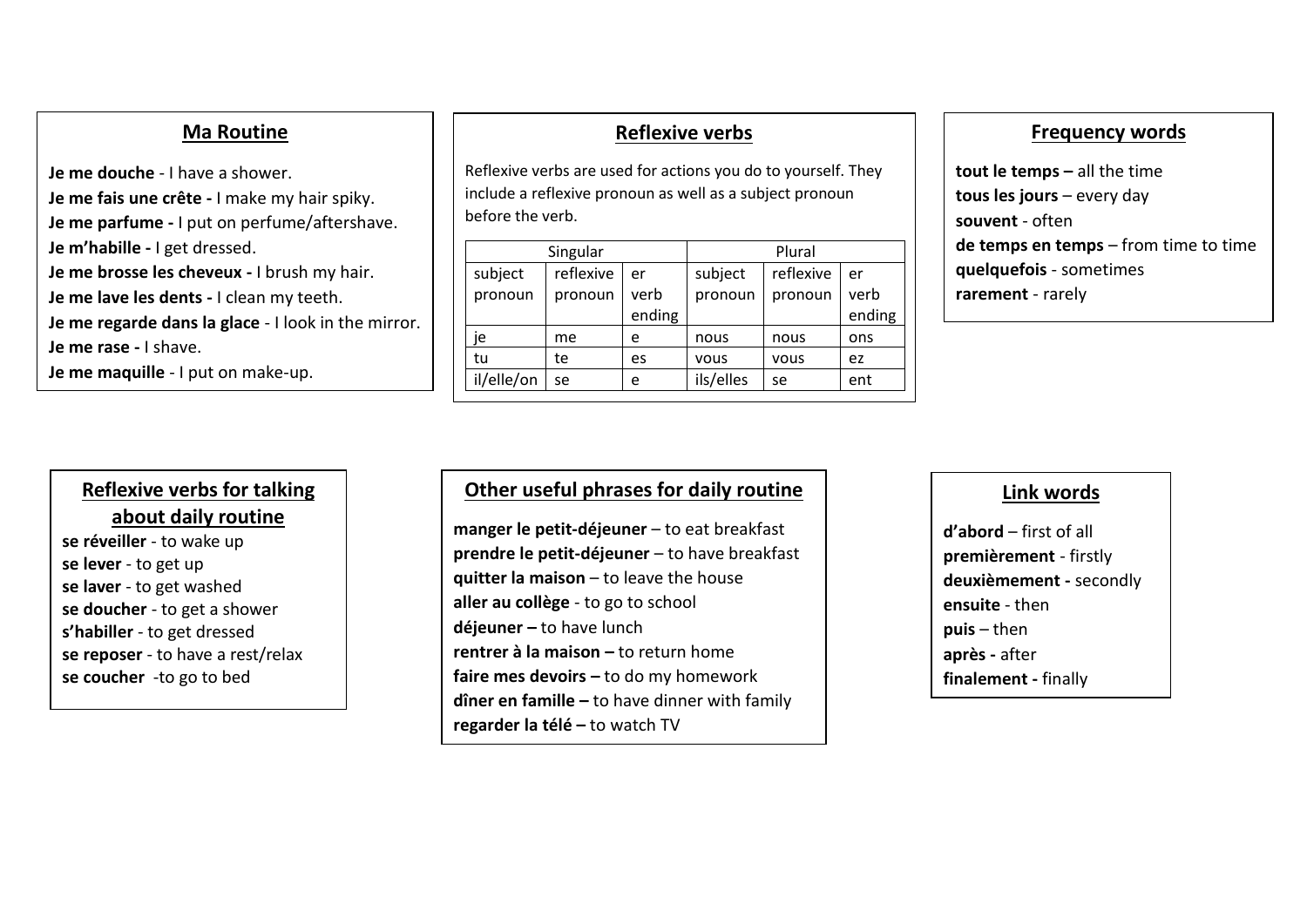## Ma Routine

**Je me douche** - I have a shower.
**Je me fais une crête -** I make my hair spiky.
**Je me parfume -** I put on perfume/aftershave.
**Je m'habille -** I get dressed.
**Je me brosse les cheveux -** I brush my hair.
**Je me lave les dents -** I clean my teeth.
**Je me regarde dans la glace** - I look in the mirror.
**Je me rase -** I shave.
**Je me maquille** - I put on make-up.

## Reflexive verbs

Reflexive verbs are used for actions you do to yourself. They include a reflexive pronoun as well as a subject pronoun before the verb.

| Singular | | | Plural | | |
|---|---|---|---|---|---|
| subject pronoun | reflexive pronoun | er verb ending | subject pronoun | reflexive pronoun | er verb ending |
| je | me | e | nous | nous | ons |
| tu | te | es | vous | vous | ez |
| il/elle/on | se | e | ils/elles | se | ent |

## Frequency words

**tout le temps –** all the time
**tous les jours** – every day
**souvent** - often
**de temps en temps** – from time to time
**quelquefois** - sometimes
**rarement** - rarely

## Reflexive verbs for talking about daily routine

**se réveiller** - to wake up
**se lever** - to get up
**se laver** - to get washed
**se doucher** - to get a shower
**s'habiller** - to get dressed
**se reposer** - to have a rest/relax
**se coucher** -to go to bed

## Other useful phrases for daily routine

**manger le petit-déjeuner** – to eat breakfast
**prendre le petit-déjeuner** – to have breakfast
**quitter la maison** – to leave the house
**aller au collège** - to go to school
**déjeuner –** to have lunch
**rentrer à la maison –** to return home
**faire mes devoirs –** to do my homework
**dîner en famille –** to have dinner with family
**regarder la télé –** to watch TV

## Link words

**d'abord** – first of all
**premièrement** - firstly
**deuxièmement -** secondly
**ensuite** - then
**puis** – then
**après -** after
**finalement -** finally